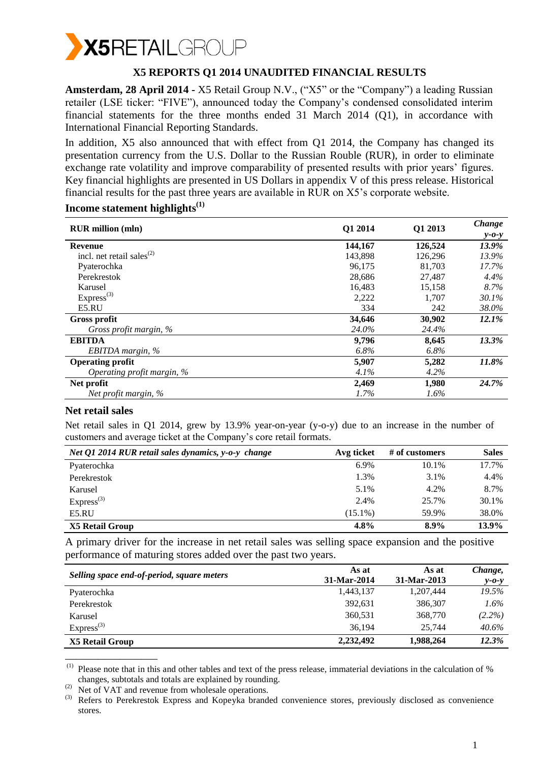X5RETAILGROUP

# X5 REPORTS Q1 2014 UNAUDITED FINANCIAL RESULTS

**Amsterdam, 28 April 2014** - X5 Retail Group N.V., ("X5" or the "Company") a leading Russian retailer (LSE ticker: "FIVE"), announced today the Company's condensed consolidated interim financial statements for the three months ended 31 March 2014 (Q1), in accordance with International Financial Reporting Standards.

In addition, X5 also announced that with effect from Q1 2014, the Company has changed its presentation currency from the U.S. Dollar to the Russian Rouble (RUR), in order to eliminate exchange rate volatility and improve comparability of presented results with prior years' figures. Key financial highlights are presented in US Dollars in appendix V of this press release. Historical financial results for the past three years are available in RUR on X5's corporate website.

## Income statement highlights[1]

| RUR million (mln) | Q1 2014 | Q1 2013 | *Change y-o-y* |
|---|---|---|---|
| **Revenue** | **144,167** | **126,524** | ***13.9%*** |
| incl. net retail sales[2] | 143,898 | 126,296 | *13.9%* |
| Pyaterochka | 96,175 | 81,703 | *17.7%* |
| Perekrestok | 28,686 | 27,487 | *4.4%* |
| Karusel | 16,483 | 15,158 | *8.7%* |
| Express[3] | 2,222 | 1,707 | *30.1%* |
| E5.RU | 334 | 242 | *38.0%* |
| **Gross profit** | **34,646** | **30,902** | ***12.1%*** |
| *Gross profit margin, %* | *24.0%* | *24.4%* | |
| **EBITDA** | **9,796** | **8,645** | ***13.3%*** |
| *EBITDA margin, %* | *6.8%* | *6.8%* | |
| **Operating profit** | **5,907** | **5,282** | ***11.8%*** |
| *Operating profit margin, %* | *4.1%* | *4.2%* | |
| **Net profit** | **2,469** | **1,980** | ***24.7%*** |
| *Net profit margin, %* | *1.7%* | *1.6%* | |

## Net retail sales

Net retail sales in Q1 2014, grew by 13.9% year-on-year (y-o-y) due to an increase in the number of customers and average ticket at the Company's core retail formats.

| *Net Q1 2014 RUR retail sales dynamics, y-o-y change* | Avg ticket | # of customers | Sales |
|---|---|---|---|
| Pyaterochka | 6.9% | 10.1% | 17.7% |
| Perekrestok | 1.3% | 3.1% | 4.4% |
| Karusel | 5.1% | 4.2% | 8.7% |
| Express[3] | 2.4% | 25.7% | 30.1% |
| E5.RU | (15.1%) | 59.9% | 38.0% |
| **X5 Retail Group** | **4.8%** | **8.9%** | **13.9%** |

A primary driver for the increase in net retail sales was selling space expansion and the positive performance of maturing stores added over the past two years.

| *Selling space end-of-period, square meters* | As at 31-Mar-2014 | As at 31-Mar-2013 | *Change, y-o-y* |
|---|---|---|---|
| Pyaterochka | 1,443,137 | 1,207,444 | *19.5%* |
| Perekrestok | 392,631 | 386,307 | *1.6%* |
| Karusel | 360,531 | 368,770 | *(2.2%)* |
| Express[3] | 36,194 | 25,744 | *40.6%* |
| **X5 Retail Group** | **2,232,492** | **1,988,264** | ***12.3%*** |

---

(1) Please note that in this and other tables and text of the press release, immaterial deviations in the calculation of % changes, subtotals and totals are explained by rounding.

(2) Net of VAT and revenue from wholesale operations.

(3) Refers to Perekrestok Express and Kopeyka branded convenience stores, previously disclosed as convenience stores.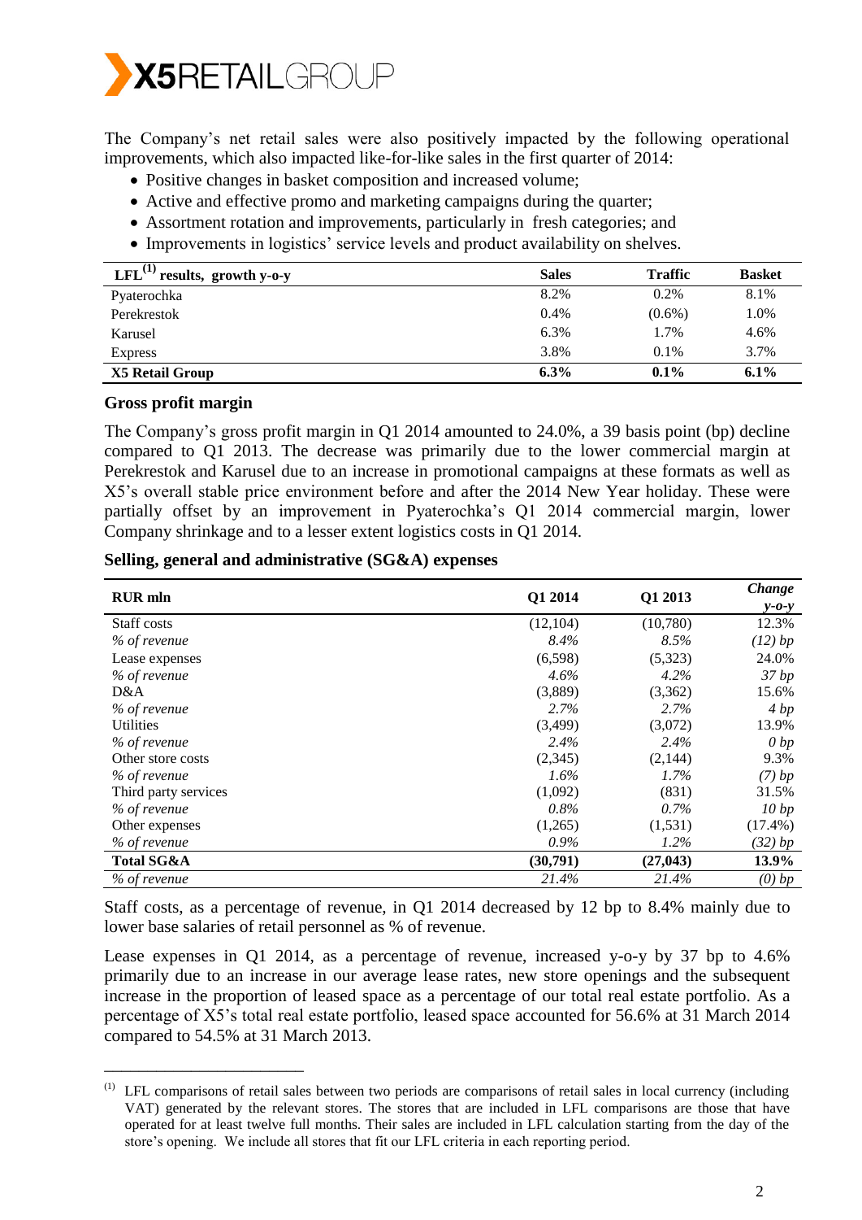The Company's net retail sales were also positively impacted by the following operational improvements, which also impacted like-for-like sales in the first quarter of 2014:

- Positive changes in basket composition and increased volume;
- Active and effective promo and marketing campaigns during the quarter;
- Assortment rotation and improvements, particularly in fresh categories; and
- Improvements in logistics' service levels and product availability on shelves.

| LFL[1] results, growth y-o-y | Sales | Traffic | Basket |
|---|---|---|---|
| Pyaterochka | 8.2% | 0.2% | 8.1% |
| Perekrestok | 0.4% | (0.6%) | 1.0% |
| Karusel | 6.3% | 1.7% | 4.6% |
| Express | 3.8% | 0.1% | 3.7% |
| **X5 Retail Group** | **6.3%** | **0.1%** | **6.1%** |

## Gross profit margin

The Company's gross profit margin in Q1 2014 amounted to 24.0%, a 39 basis point (bp) decline compared to Q1 2013. The decrease was primarily due to the lower commercial margin at Perekrestok and Karusel due to an increase in promotional campaigns at these formats as well as X5's overall stable price environment before and after the 2014 New Year holiday. These were partially offset by an improvement in Pyaterochka's Q1 2014 commercial margin, lower Company shrinkage and to a lesser extent logistics costs in Q1 2014.

## Selling, general and administrative (SG&A) expenses

| RUR mln | Q1 2014 | Q1 2013 | *Change y-o-y* |
|---|---|---|---|
| Staff costs | (12,104) | (10,780) | 12.3% |
| *% of revenue* | *8.4%* | *8.5%* | *(12) bp* |
| Lease expenses | (6,598) | (5,323) | 24.0% |
| *% of revenue* | *4.6%* | *4.2%* | *37 bp* |
| D&A | (3,889) | (3,362) | 15.6% |
| *% of revenue* | *2.7%* | *2.7%* | *4 bp* |
| Utilities | (3,499) | (3,072) | 13.9% |
| *% of revenue* | *2.4%* | *2.4%* | *0 bp* |
| Other store costs | (2,345) | (2,144) | 9.3% |
| *% of revenue* | *1.6%* | *1.7%* | *(7) bp* |
| Third party services | (1,092) | (831) | 31.5% |
| *% of revenue* | *0.8%* | *0.7%* | *10 bp* |
| Other expenses | (1,265) | (1,531) | (17.4%) |
| *% of revenue* | *0.9%* | *1.2%* | *(32) bp* |
| **Total SG&A** | **(30,791)** | **(27,043)** | **13.9%** |
| *% of revenue* | *21.4%* | *21.4%* | *(0) bp* |

Staff costs, as a percentage of revenue, in Q1 2014 decreased by 12 bp to 8.4% mainly due to lower base salaries of retail personnel as % of revenue.

Lease expenses in Q1 2014, as a percentage of revenue, increased y-o-y by 37 bp to 4.6% primarily due to an increase in our average lease rates, new store openings and the subsequent increase in the proportion of leased space as a percentage of our total real estate portfolio. As a percentage of X5's total real estate portfolio, leased space accounted for 56.6% at 31 March 2014 compared to 54.5% at 31 March 2013.

---

[1] LFL comparisons of retail sales between two periods are comparisons of retail sales in local currency (including VAT) generated by the relevant stores. The stores that are included in LFL comparisons are those that have operated for at least twelve full months. Their sales are included in LFL calculation starting from the day of the store's opening. We include all stores that fit our LFL criteria in each reporting period.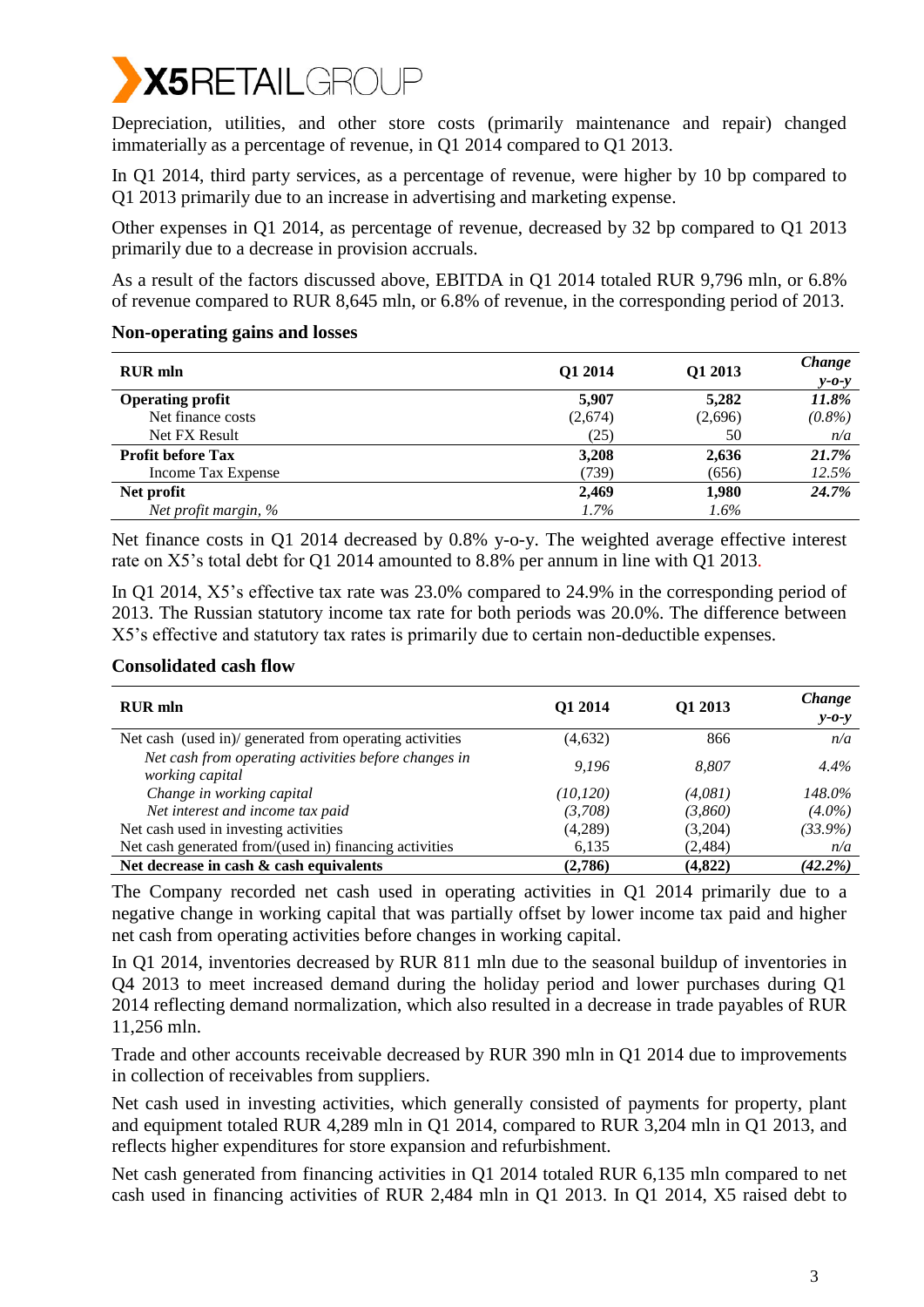Depreciation, utilities, and other store costs (primarily maintenance and repair) changed immaterially as a percentage of revenue, in Q1 2014 compared to Q1 2013.

In Q1 2014, third party services, as a percentage of revenue, were higher by 10 bp compared to Q1 2013 primarily due to an increase in advertising and marketing expense.

Other expenses in Q1 2014, as percentage of revenue, decreased by 32 bp compared to Q1 2013 primarily due to a decrease in provision accruals.

As a result of the factors discussed above, EBITDA in Q1 2014 totaled RUR 9,796 mln, or 6.8% of revenue compared to RUR 8,645 mln, or 6.8% of revenue, in the corresponding period of 2013.

**Non-operating gains and losses**

| RUR mln | Q1 2014 | Q1 2013 | *Change y-o-y* |
|---|---|---|---|
| **Operating profit** | **5,907** | **5,282** | ***11.8%*** |
| Net finance costs | (2,674) | (2,696) | *(0.8%)* |
| Net FX Result | (25) | 50 | *n/a* |
| **Profit before Tax** | **3,208** | **2,636** | ***21.7%*** |
| Income Tax Expense | (739) | (656) | *12.5%* |
| **Net profit** | **2,469** | **1,980** | ***24.7%*** |
| *Net profit margin, %* | *1.7%* | *1.6%* | |

Net finance costs in Q1 2014 decreased by 0.8% y-o-y. The weighted average effective interest rate on X5's total debt for Q1 2014 amounted to 8.8% per annum in line with Q1 2013.

In Q1 2014, X5's effective tax rate was 23.0% compared to 24.9% in the corresponding period of 2013. The Russian statutory income tax rate for both periods was 20.0%. The difference between X5's effective and statutory tax rates is primarily due to certain non-deductible expenses.

**Consolidated cash flow**

| RUR mln | Q1 2014 | Q1 2013 | *Change y-o-y* |
|---|---|---|---|
| Net cash (used in)/ generated from operating activities | (4,632) | 866 | *n/a* |
| *Net cash from operating activities before changes in working capital* | *9,196* | *8,807* | *4.4%* |
| *Change in working capital* | *(10,120)* | *(4,081)* | *148.0%* |
| *Net interest and income tax paid* | *(3,708)* | *(3,860)* | *(4.0%)* |
| Net cash used in investing activities | (4,289) | (3,204) | *(33.9%)* |
| Net cash generated from/(used in) financing activities | 6,135 | (2,484) | *n/a* |
| **Net decrease in cash & cash equivalents** | **(2,786)** | **(4,822)** | ***(42.2%)*** |

The Company recorded net cash used in operating activities in Q1 2014 primarily due to a negative change in working capital that was partially offset by lower income tax paid and higher net cash from operating activities before changes in working capital.

In Q1 2014, inventories decreased by RUR 811 mln due to the seasonal buildup of inventories in Q4 2013 to meet increased demand during the holiday period and lower purchases during Q1 2014 reflecting demand normalization, which also resulted in a decrease in trade payables of RUR 11,256 mln.

Trade and other accounts receivable decreased by RUR 390 mln in Q1 2014 due to improvements in collection of receivables from suppliers.

Net cash used in investing activities, which generally consisted of payments for property, plant and equipment totaled RUR 4,289 mln in Q1 2014, compared to RUR 3,204 mln in Q1 2013, and reflects higher expenditures for store expansion and refurbishment.

Net cash generated from financing activities in Q1 2014 totaled RUR 6,135 mln compared to net cash used in financing activities of RUR 2,484 mln in Q1 2013. In Q1 2014, X5 raised debt to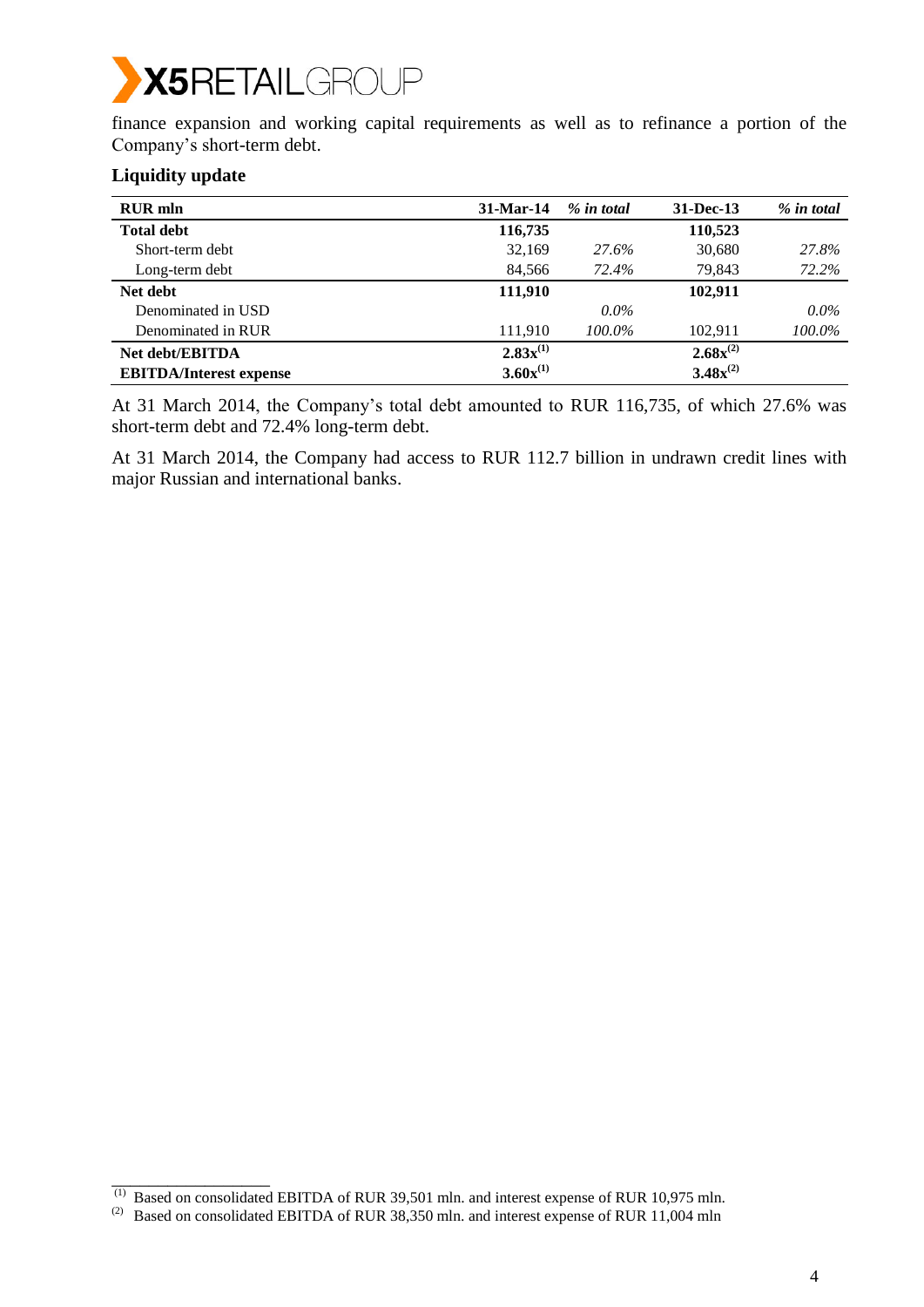finance expansion and working capital requirements as well as to refinance a portion of the Company's short-term debt.

**Liquidity update**

| RUR mln | 31-Mar-14 | *% in total* | 31-Dec-13 | *% in total* |
|---|---|---|---|---|
| **Total debt** | **116,735** | | **110,523** | |
| Short-term debt | 32,169 | *27.6%* | 30,680 | *27.8%* |
| Long-term debt | 84,566 | *72.4%* | 79,843 | *72.2%* |
| **Net debt** | **111,910** | | **102,911** | |
| Denominated in USD | | *0.0%* | | *0.0%* |
| Denominated in RUR | 111,910 | *100.0%* | 102,911 | *100.0%* |
| **Net debt/EBITDA** | **2.83x**[(1)] | | **2.68x**[(2)] | |
| **EBITDA/Interest expense** | **3.60x**[(1)] | | **3.48x**[(2)] | |

At 31 March 2014, the Company's total debt amounted to RUR 116,735, of which 27.6% was short-term debt and 72.4% long-term debt.

At 31 March 2014, the Company had access to RUR 112.7 billion in undrawn credit lines with major Russian and international banks.

---

[(1)] Based on consolidated EBITDA of RUR 39,501 mln. and interest expense of RUR 10,975 mln.

[(2)] Based on consolidated EBITDA of RUR 38,350 mln. and interest expense of RUR 11,004 mln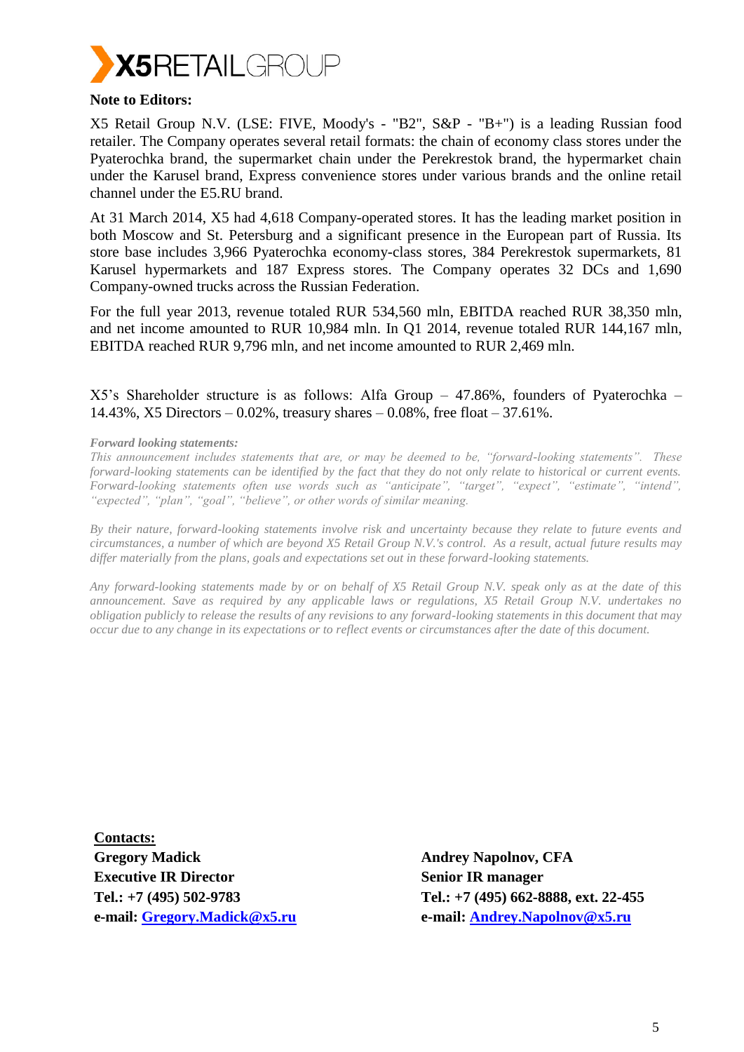**Note to Editors:**

X5 Retail Group N.V. (LSE: FIVE, Moody's - "B2", S&P - "B+") is a leading Russian food retailer. The Company operates several retail formats: the chain of economy class stores under the Pyaterochka brand, the supermarket chain under the Perekrestok brand, the hypermarket chain under the Karusel brand, Express convenience stores under various brands and the online retail channel under the E5.RU brand.

At 31 March 2014, X5 had 4,618 Company-operated stores. It has the leading market position in both Moscow and St. Petersburg and a significant presence in the European part of Russia. Its store base includes 3,966 Pyaterochka economy-class stores, 384 Perekrestok supermarkets, 81 Karusel hypermarkets and 187 Express stores. The Company operates 32 DCs and 1,690 Company-owned trucks across the Russian Federation.

For the full year 2013, revenue totaled RUR 534,560 mln, EBITDA reached RUR 38,350 mln, and net income amounted to RUR 10,984 mln. In Q1 2014, revenue totaled RUR 144,167 mln, EBITDA reached RUR 9,796 mln, and net income amounted to RUR 2,469 mln.

X5's Shareholder structure is as follows: Alfa Group – 47.86%, founders of Pyaterochka – 14.43%, X5 Directors – 0.02%, treasury shares – 0.08%, free float – 37.61%.

***Forward looking statements:***

*This announcement includes statements that are, or may be deemed to be, "forward-looking statements". These forward-looking statements can be identified by the fact that they do not only relate to historical or current events. Forward-looking statements often use words such as "anticipate", "target", "expect", "estimate", "intend", "expected", "plan", "goal", "believe", or other words of similar meaning.*

*By their nature, forward-looking statements involve risk and uncertainty because they relate to future events and circumstances, a number of which are beyond X5 Retail Group N.V.'s control. As a result, actual future results may differ materially from the plans, goals and expectations set out in these forward-looking statements.*

*Any forward-looking statements made by or on behalf of X5 Retail Group N.V. speak only as at the date of this announcement. Save as required by any applicable laws or regulations, X5 Retail Group N.V. undertakes no obligation publicly to release the results of any revisions to any forward-looking statements in this document that may occur due to any change in its expectations or to reflect events or circumstances after the date of this document.*

**Contacts:**

**Gregory Madick**
**Executive IR Director**
**Tel.: +7 (495) 502-9783**
**e-mail: Gregory.Madick@x5.ru**

**Andrey Napolnov, CFA**
**Senior IR manager**
**Tel.: +7 (495) 662-8888, ext. 22-455**
**e-mail: Andrey.Napolnov@x5.ru**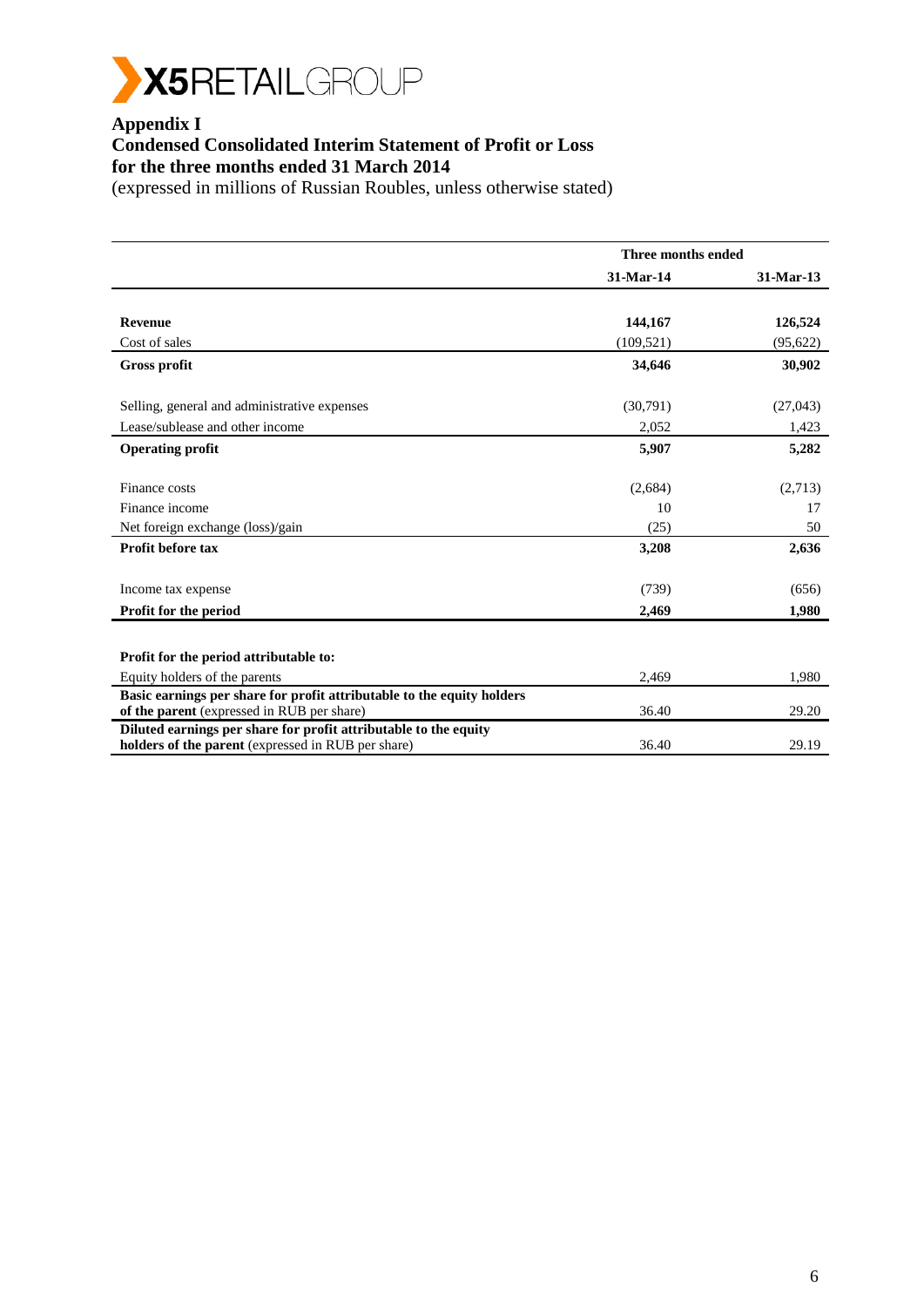# Appendix I

## Condensed Consolidated Interim Statement of Profit or Loss for the three months ended 31 March 2014

(expressed in millions of Russian Roubles, unless otherwise stated)

| | Three months ended | |
|---|---|---|
| | 31-Mar-14 | 31-Mar-13 |
| **Revenue** | **144,167** | **126,524** |
| Cost of sales | (109,521) | (95,622) |
| **Gross profit** | **34,646** | **30,902** |
| Selling, general and administrative expenses | (30,791) | (27,043) |
| Lease/sublease and other income | 2,052 | 1,423 |
| **Operating profit** | **5,907** | **5,282** |
| Finance costs | (2,684) | (2,713) |
| Finance income | 10 | 17 |
| Net foreign exchange (loss)/gain | (25) | 50 |
| **Profit before tax** | **3,208** | **2,636** |
| Income tax expense | (739) | (656) |
| **Profit for the period** | **2,469** | **1,980** |
| **Profit for the period attributable to:** | | |
| Equity holders of the parents | 2,469 | 1,980 |
| **Basic earnings per share for profit attributable to the equity holders of the parent** (expressed in RUB per share) | 36.40 | 29.20 |
| **Diluted earnings per share for profit attributable to the equity holders of the parent** (expressed in RUB per share) | 36.40 | 29.19 |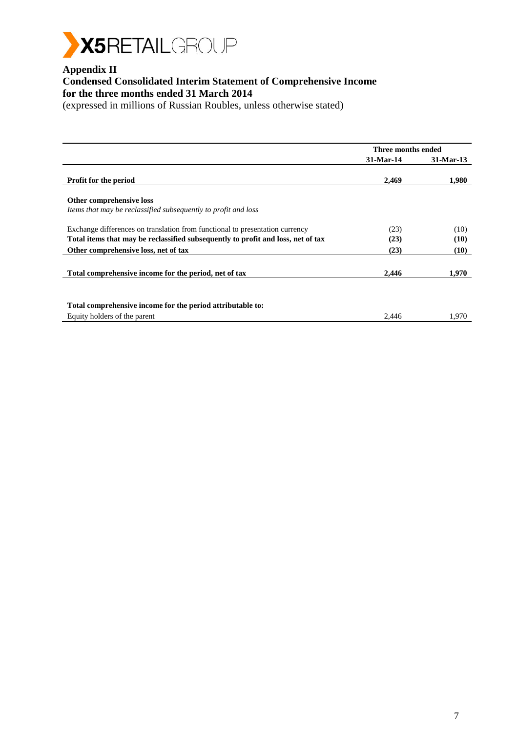## Appendix II
## Condensed Consolidated Interim Statement of Comprehensive Income for the three months ended 31 March 2014

(expressed in millions of Russian Roubles, unless otherwise stated)

| | Three months ended | |
|---|---|---|
| | **31-Mar-14** | **31-Mar-13** |
| **Profit for the period** | **2,469** | **1,980** |
| **Other comprehensive loss** | | |
| *Items that may be reclassified subsequently to profit and loss* | | |
| Exchange differences on translation from functional to presentation currency | (23) | (10) |
| **Total items that may be reclassified subsequently to profit and loss, net of tax** | **(23)** | **(10)** |
| **Other comprehensive loss, net of tax** | **(23)** | **(10)** |
| **Total comprehensive income for the period, net of tax** | **2,446** | **1,970** |
| **Total comprehensive income for the period attributable to:** | | |
| Equity holders of the parent | 2,446 | 1,970 |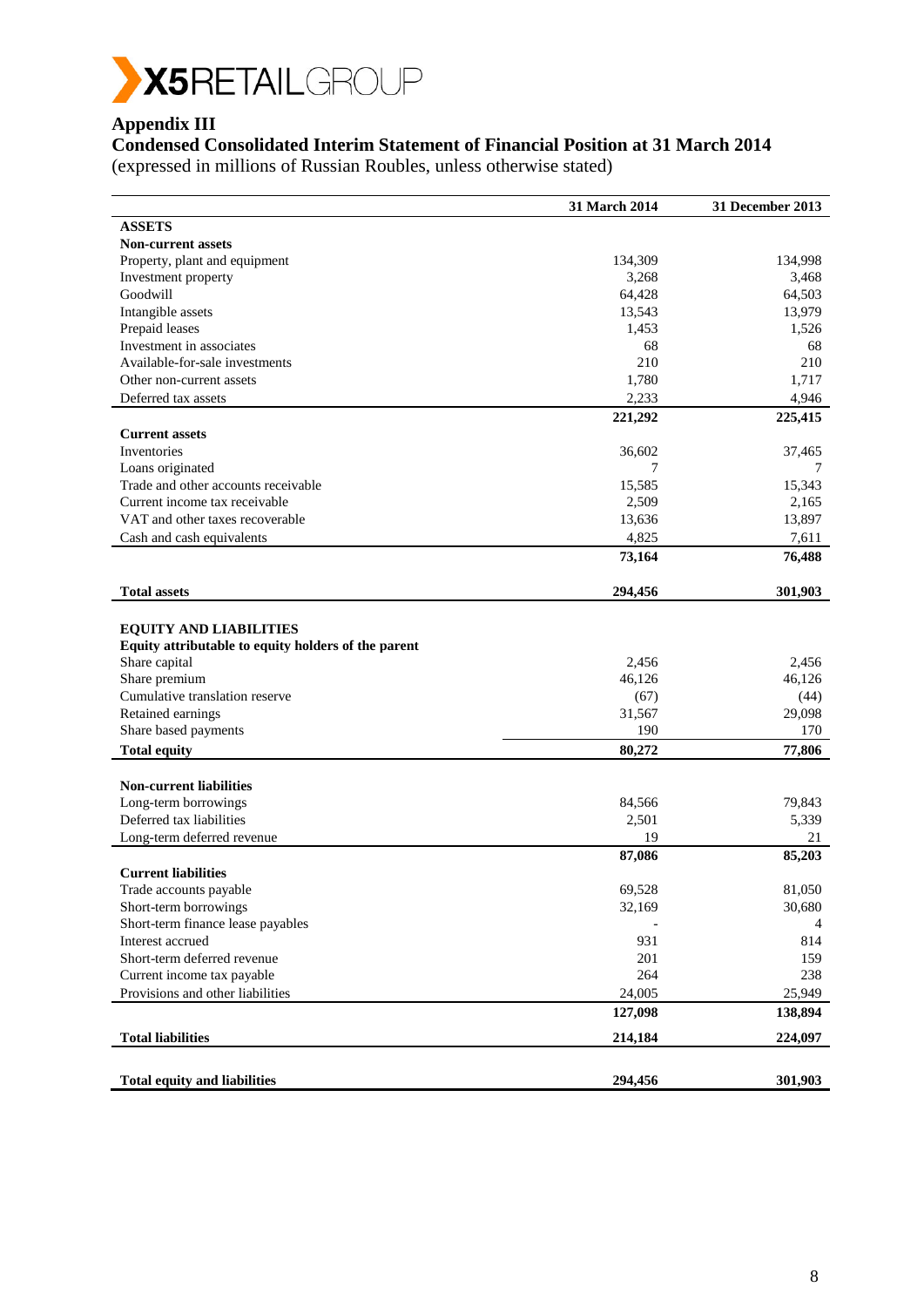X5RETAILGROUP

## Appendix III

### Condensed Consolidated Interim Statement of Financial Position at 31 March 2014

(expressed in millions of Russian Roubles, unless otherwise stated)

| | 31 March 2014 | 31 December 2013 |
|---|---|---|
| **ASSETS** | | |
| **Non-current assets** | | |
| Property, plant and equipment | 134,309 | 134,998 |
| Investment property | 3,268 | 3,468 |
| Goodwill | 64,428 | 64,503 |
| Intangible assets | 13,543 | 13,979 |
| Prepaid leases | 1,453 | 1,526 |
| Investment in associates | 68 | 68 |
| Available-for-sale investments | 210 | 210 |
| Other non-current assets | 1,780 | 1,717 |
| Deferred tax assets | 2,233 | 4,946 |
| | **221,292** | **225,415** |
| **Current assets** | | |
| Inventories | 36,602 | 37,465 |
| Loans originated | 7 | 7 |
| Trade and other accounts receivable | 15,585 | 15,343 |
| Current income tax receivable | 2,509 | 2,165 |
| VAT and other taxes recoverable | 13,636 | 13,897 |
| Cash and cash equivalents | 4,825 | 7,611 |
| | **73,164** | **76,488** |
| **Total assets** | **294,456** | **301,903** |
| **EQUITY AND LIABILITIES** | | |
| **Equity attributable to equity holders of the parent** | | |
| Share capital | 2,456 | 2,456 |
| Share premium | 46,126 | 46,126 |
| Cumulative translation reserve | (67) | (44) |
| Retained earnings | 31,567 | 29,098 |
| Share based payments | 190 | 170 |
| **Total equity** | **80,272** | **77,806** |
| **Non-current liabilities** | | |
| Long-term borrowings | 84,566 | 79,843 |
| Deferred tax liabilities | 2,501 | 5,339 |
| Long-term deferred revenue | 19 | 21 |
| | **87,086** | **85,203** |
| **Current liabilities** | | |
| Trade accounts payable | 69,528 | 81,050 |
| Short-term borrowings | 32,169 | 30,680 |
| Short-term finance lease payables | - | 4 |
| Interest accrued | 931 | 814 |
| Short-term deferred revenue | 201 | 159 |
| Current income tax payable | 264 | 238 |
| Provisions and other liabilities | 24,005 | 25,949 |
| | **127,098** | **138,894** |
| **Total liabilities** | **214,184** | **224,097** |
| **Total equity and liabilities** | **294,456** | **301,903** |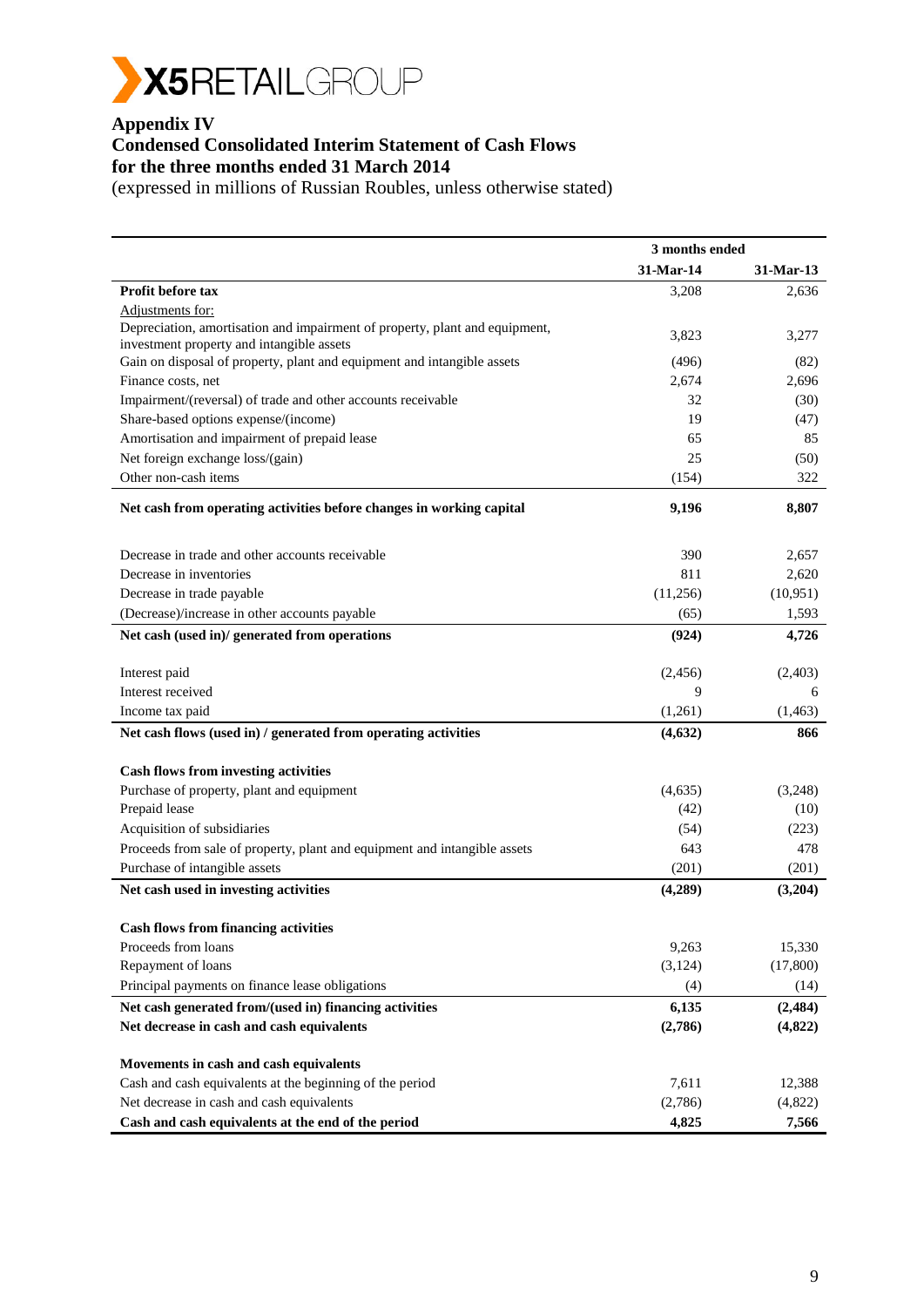X5RETAILGROUP

## Appendix IV
## Condensed Consolidated Interim Statement of Cash Flows
## for the three months ended 31 March 2014

(expressed in millions of Russian Roubles, unless otherwise stated)

| | 3 months ended | |
|---|---|---|
| | **31-Mar-14** | **31-Mar-13** |
| **Profit before tax** | 3,208 | 2,636 |
| Adjustments for: | | |
| Depreciation, amortisation and impairment of property, plant and equipment, investment property and intangible assets | 3,823 | 3,277 |
| Gain on disposal of property, plant and equipment and intangible assets | (496) | (82) |
| Finance costs, net | 2,674 | 2,696 |
| Impairment/(reversal) of trade and other accounts receivable | 32 | (30) |
| Share-based options expense/(income) | 19 | (47) |
| Amortisation and impairment of prepaid lease | 65 | 85 |
| Net foreign exchange loss/(gain) | 25 | (50) |
| Other non-cash items | (154) | 322 |
| **Net cash from operating activities before changes in working capital** | **9,196** | **8,807** |
| Decrease in trade and other accounts receivable | 390 | 2,657 |
| Decrease in inventories | 811 | 2,620 |
| Decrease in trade payable | (11,256) | (10,951) |
| (Decrease)/increase in other accounts payable | (65) | 1,593 |
| **Net cash (used in)/ generated from operations** | **(924)** | **4,726** |
| Interest paid | (2,456) | (2,403) |
| Interest received | 9 | 6 |
| Income tax paid | (1,261) | (1,463) |
| **Net cash flows (used in) / generated from operating activities** | **(4,632)** | **866** |
| **Cash flows from investing activities** | | |
| Purchase of property, plant and equipment | (4,635) | (3,248) |
| Prepaid lease | (42) | (10) |
| Acquisition of subsidiaries | (54) | (223) |
| Proceeds from sale of property, plant and equipment and intangible assets | 643 | 478 |
| Purchase of intangible assets | (201) | (201) |
| **Net cash used in investing activities** | **(4,289)** | **(3,204)** |
| **Cash flows from financing activities** | | |
| Proceeds from loans | 9,263 | 15,330 |
| Repayment of loans | (3,124) | (17,800) |
| Principal payments on finance lease obligations | (4) | (14) |
| **Net cash generated from/(used in) financing activities** | **6,135** | **(2,484)** |
| **Net decrease in cash and cash equivalents** | **(2,786)** | **(4,822)** |
| **Movements in cash and cash equivalents** | | |
| Cash and cash equivalents at the beginning of the period | 7,611 | 12,388 |
| Net decrease in cash and cash equivalents | (2,786) | (4,822) |
| **Cash and cash equivalents at the end of the period** | **4,825** | **7,566** |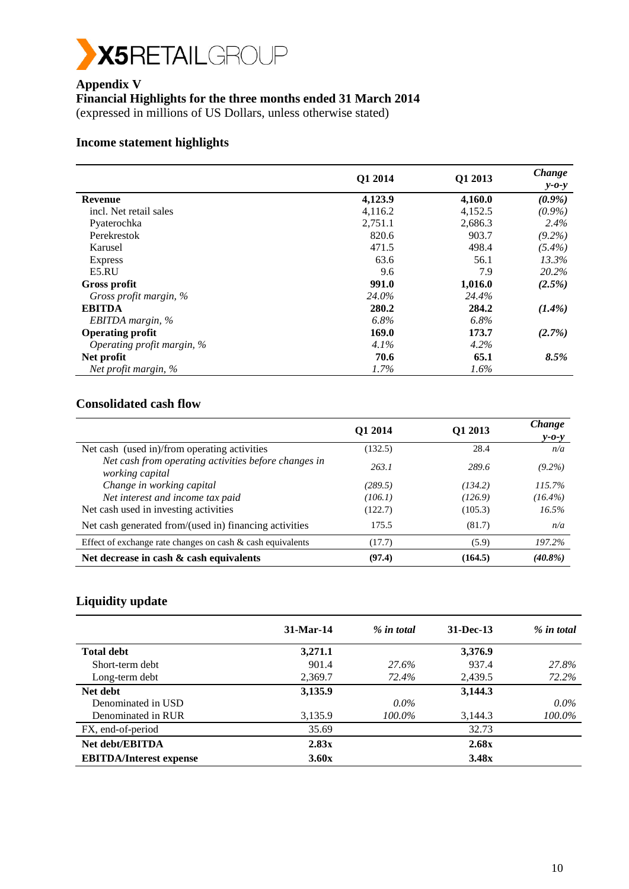# Appendix V

## Financial Highlights for the three months ended 31 March 2014

(expressed in millions of US Dollars, unless otherwise stated)

### Income statement highlights

| | Q1 2014 | Q1 2013 | *Change y-o-y* |
|---|---|---|---|
| **Revenue** | **4,123.9** | **4,160.0** | ***(0.9%)*** |
| incl. Net retail sales | 4,116.2 | 4,152.5 | *(0.9%)* |
| Pyaterochka | 2,751.1 | 2,686.3 | *2.4%* |
| Perekrestok | 820.6 | 903.7 | *(9.2%)* |
| Karusel | 471.5 | 498.4 | *(5.4%)* |
| Express | 63.6 | 56.1 | *13.3%* |
| E5.RU | 9.6 | 7.9 | *20.2%* |
| **Gross profit** | **991.0** | **1,016.0** | ***(2.5%)*** |
| *Gross profit margin, %* | *24.0%* | *24.4%* | |
| **EBITDA** | **280.2** | **284.2** | ***(1.4%)*** |
| *EBITDA margin, %* | *6.8%* | *6.8%* | |
| **Operating profit** | **169.0** | **173.7** | ***(2.7%)*** |
| *Operating profit margin, %* | *4.1%* | *4.2%* | |
| **Net profit** | **70.6** | **65.1** | ***8.5%*** |
| *Net profit margin, %* | *1.7%* | *1.6%* | |

### Consolidated cash flow

| | Q1 2014 | Q1 2013 | *Change y-o-y* |
|---|---|---|---|
| Net cash (used in)/from operating activities | (132.5) | 28.4 | *n/a* |
| *Net cash from operating activities before changes in working capital* | *263.1* | *289.6* | *(9.2%)* |
| *Change in working capital* | *(289.5)* | *(134.2)* | *115.7%* |
| *Net interest and income tax paid* | *(106.1)* | *(126.9)* | *(16.4%)* |
| Net cash used in investing activities | (122.7) | (105.3) | *16.5%* |
| Net cash generated from/(used in) financing activities | 175.5 | (81.7) | *n/a* |
| Effect of exchange rate changes on cash & cash equivalents | (17.7) | (5.9) | *197.2%* |
| **Net decrease in cash & cash equivalents** | **(97.4)** | **(164.5)** | ***(40.8%)*** |

### Liquidity update

| | 31-Mar-14 | *% in total* | 31-Dec-13 | *% in total* |
|---|---|---|---|---|
| **Total debt** | **3,271.1** | | **3,376.9** | |
| Short-term debt | 901.4 | *27.6%* | 937.4 | *27.8%* |
| Long-term debt | 2,369.7 | *72.4%* | 2,439.5 | *72.2%* |
| **Net debt** | **3,135.9** | | **3,144.3** | |
| Denominated in USD | | *0.0%* | | *0.0%* |
| Denominated in RUR | 3,135.9 | *100.0%* | 3,144.3 | *100.0%* |
| FX, end-of-period | 35.69 | | 32.73 | |
| **Net debt/EBITDA** | **2.83x** | | **2.68x** | |
| **EBITDA/Interest expense** | **3.60x** | | **3.48x** | |